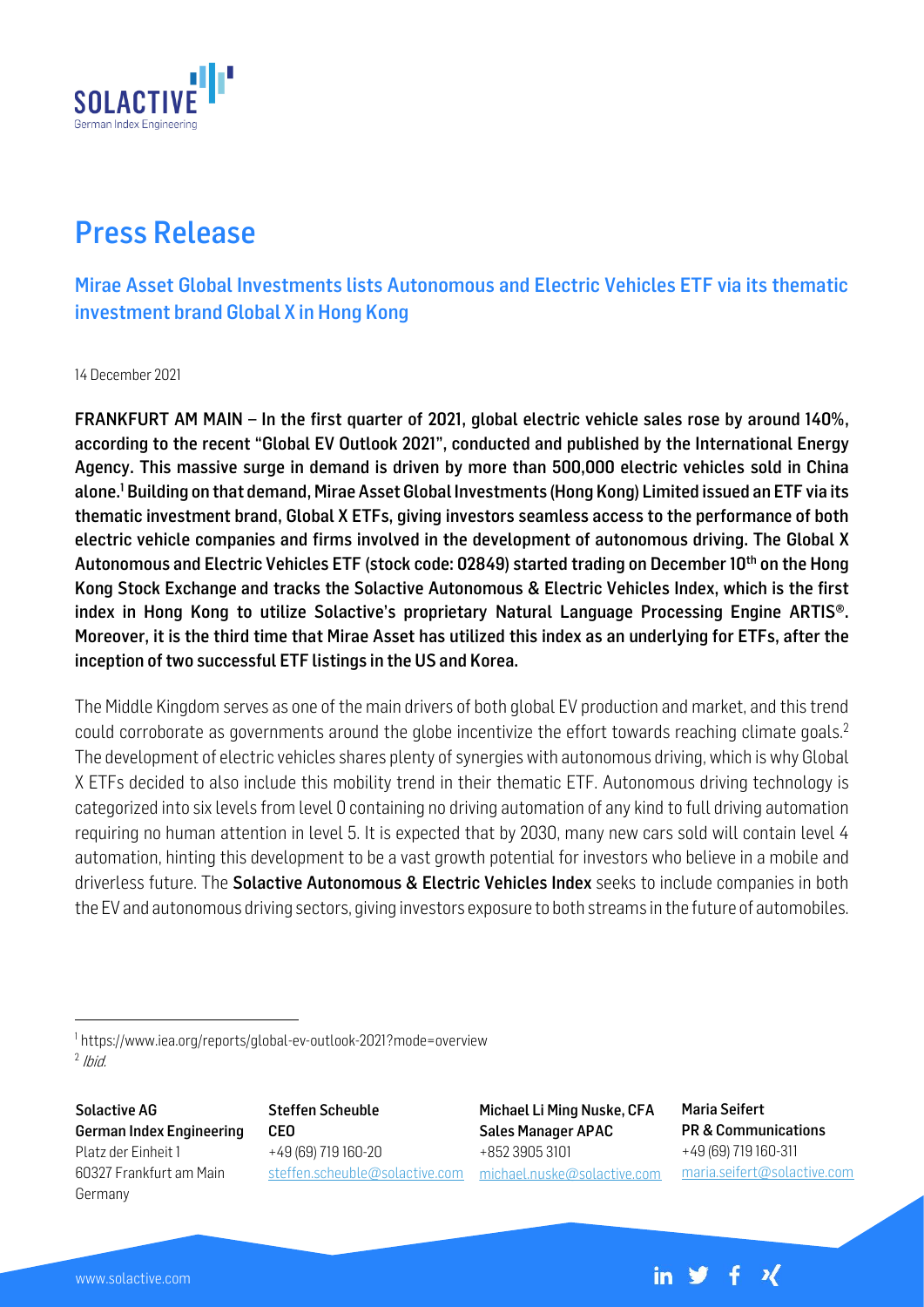# Press Release

## Mirae Asset Global Investments lists Autonomous and Electric Vehicles ETF via its thematic investment brand Global X in Hong Kong

14 December 2021

**FRANKFURT AM MAIN – In the first quarter of 2021, global electric vehicle sales rose by around 140%, according to the recent "Global EV Outlook 2021", conducted and published by the International Energy Agency. This massive surge in demand is driven by more than 500,000 electric vehicles sold in China alone.[1] Building on that demand, Mirae Asset Global Investments (Hong Kong) Limited issued an ETF via its thematic investment brand, Global X ETFs, giving investors seamless access to the performance of both electric vehicle companies and firms involved in the development of autonomous driving. The Global X Autonomous and Electric Vehicles ETF (stock code: 02849) started trading on December 10th on the Hong Kong Stock Exchange and tracks the Solactive Autonomous & Electric Vehicles Index, which is the first index in Hong Kong to utilize Solactive's proprietary Natural Language Processing Engine ARTIS®. Moreover, it is the third time that Mirae Asset has utilized this index as an underlying for ETFs, after the inception of two successful ETF listings in the US and Korea.**

The Middle Kingdom serves as one of the main drivers of both global EV production and market, and this trend could corroborate as governments around the globe incentivize the effort towards reaching climate goals.[2] The development of electric vehicles shares plenty of synergies with autonomous driving, which is why Global X ETFs decided to also include this mobility trend in their thematic ETF. Autonomous driving technology is categorized into six levels from level 0 containing no driving automation of any kind to full driving automation requiring no human attention in level 5. It is expected that by 2030, many new cars sold will contain level 4 automation, hinting this development to be a vast growth potential for investors who believe in a mobile and driverless future. The **Solactive Autonomous & Electric Vehicles Index** seeks to include companies in both the EV and autonomous driving sectors, giving investors exposure to both streams in the future of automobiles.

[1] https://www.iea.org/reports/global-ev-outlook-2021?mode=overview
[2] *Ibid.*

**Solactive AG**
**German Index Engineering**
Platz der Einheit 1
60327 Frankfurt am Main
Germany

**Steffen Scheuble**
**CEO**
+49 (69) 719 160-20
steffen.scheuble@solactive.com

**Michael Li Ming Nuske, CFA**
**Sales Manager APAC**
+852 3905 3101
michael.nuske@solactive.com

**Maria Seifert**
**PR & Communications**
+49 (69) 719 160-311
maria.seifert@solactive.com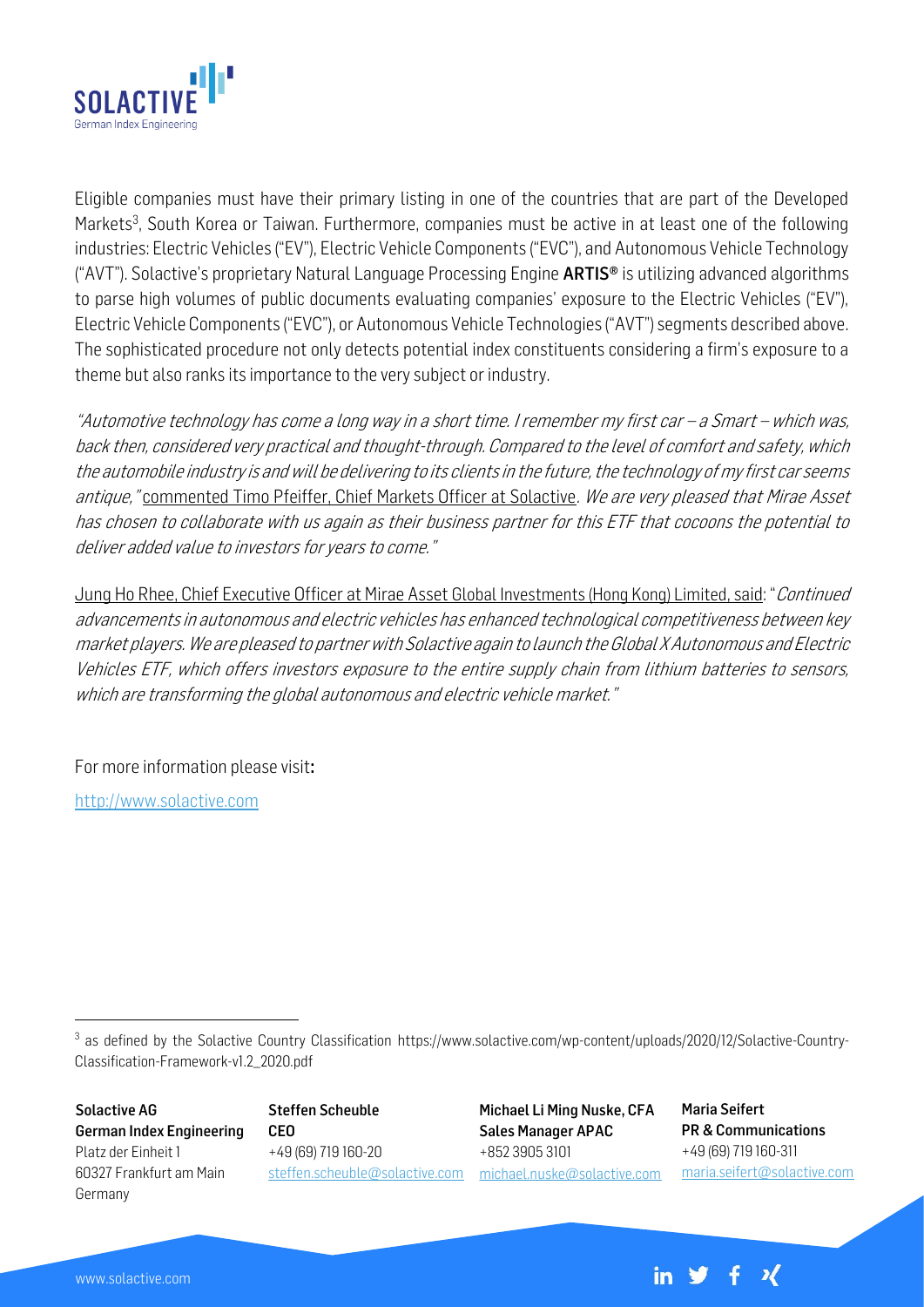Eligible companies must have their primary listing in one of the countries that are part of the Developed Markets[3], South Korea or Taiwan. Furthermore, companies must be active in at least one of the following industries: Electric Vehicles ("EV"), Electric Vehicle Components ("EVC"), and Autonomous Vehicle Technology ("AVT"). Solactive's proprietary Natural Language Processing Engine **ARTIS®** is utilizing advanced algorithms to parse high volumes of public documents evaluating companies' exposure to the Electric Vehicles ("EV"), Electric Vehicle Components ("EVC"), or Autonomous Vehicle Technologies ("AVT") segments described above. The sophisticated procedure not only detects potential index constituents considering a firm's exposure to a theme but also ranks its importance to the very subject or industry.

*"Automotive technology has come a long way in a short time. I remember my first car – a Smart – which was, back then, considered very practical and thought-through. Compared to the level of comfort and safety, which the automobile industry is and will be delivering to its clients in the future, the technology of my first car seems antique,"* commented Timo Pfeiffer, Chief Markets Officer at Solactive. *We are very pleased that Mirae Asset has chosen to collaborate with us again as their business partner for this ETF that cocoons the potential to deliver added value to investors for years to come."*

Jung Ho Rhee, Chief Executive Officer at Mirae Asset Global Investments (Hong Kong) Limited, said: "*Continued advancements in autonomous and electric vehicles has enhanced technological competitiveness between key market players. We are pleased to partner with Solactive again to launch the Global X Autonomous and Electric Vehicles ETF, which offers investors exposure to the entire supply chain from lithium batteries to sensors, which are transforming the global autonomous and electric vehicle market."*

For more information please visit:

http://www.solactive.com

[3] as defined by the Solactive Country Classification https://www.solactive.com/wp-content/uploads/2020/12/Solactive-Country-Classification-Framework-v1.2_2020.pdf

**Solactive AG**
**German Index Engineering**
Platz der Einheit 1
60327 Frankfurt am Main
Germany

**Steffen Scheuble**
**CEO**
+49 (69) 719 160-20
steffen.scheuble@solactive.com

**Michael Li Ming Nuske, CFA**
**Sales Manager APAC**
+852 3905 3101
michael.nuske@solactive.com

**Maria Seifert**
**PR & Communications**
+49 (69) 719 160-311
maria.seifert@solactive.com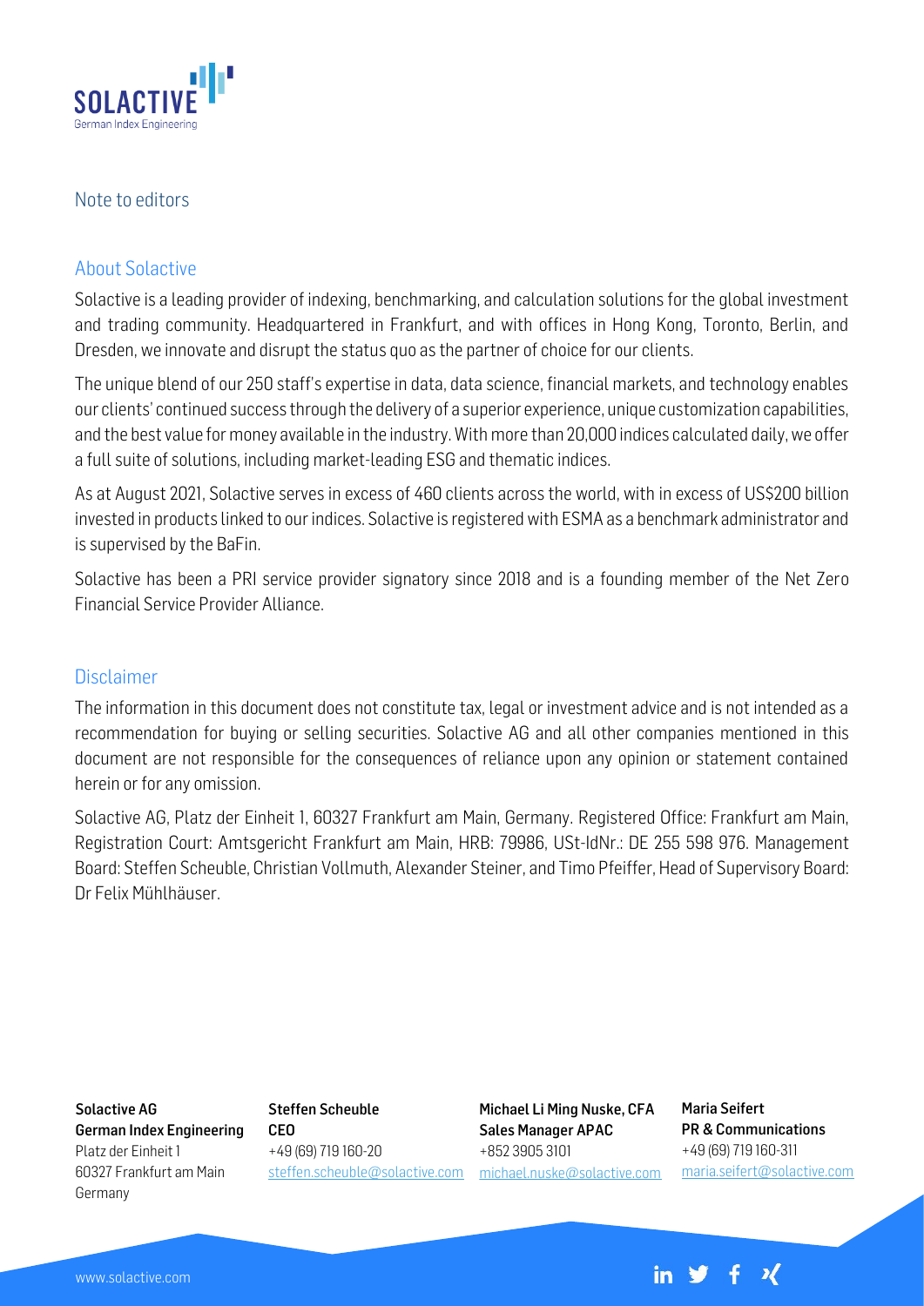## Note to editors

### About Solactive

Solactive is a leading provider of indexing, benchmarking, and calculation solutions for the global investment and trading community. Headquartered in Frankfurt, and with offices in Hong Kong, Toronto, Berlin, and Dresden, we innovate and disrupt the status quo as the partner of choice for our clients.

The unique blend of our 250 staff's expertise in data, data science, financial markets, and technology enables our clients' continued success through the delivery of a superior experience, unique customization capabilities, and the best value for money available in the industry. With more than 20,000 indices calculated daily, we offer a full suite of solutions, including market-leading ESG and thematic indices.

As at August 2021, Solactive serves in excess of 460 clients across the world, with in excess of US$200 billion invested in products linked to our indices. Solactive is registered with ESMA as a benchmark administrator and is supervised by the BaFin.

Solactive has been a PRI service provider signatory since 2018 and is a founding member of the Net Zero Financial Service Provider Alliance.

### Disclaimer

The information in this document does not constitute tax, legal or investment advice and is not intended as a recommendation for buying or selling securities. Solactive AG and all other companies mentioned in this document are not responsible for the consequences of reliance upon any opinion or statement contained herein or for any omission.

Solactive AG, Platz der Einheit 1, 60327 Frankfurt am Main, Germany. Registered Office: Frankfurt am Main, Registration Court: Amtsgericht Frankfurt am Main, HRB: 79986, USt-IdNr.: DE 255 598 976. Management Board: Steffen Scheuble, Christian Vollmuth, Alexander Steiner, and Timo Pfeiffer, Head of Supervisory Board: Dr Felix Mühlhäuser.

**Solactive AG**
**German Index Engineering**
Platz der Einheit 1
60327 Frankfurt am Main
Germany

**Steffen Scheuble**
**CEO**
+49 (69) 719 160-20
steffen.scheuble@solactive.com

**Michael Li Ming Nuske, CFA**
**Sales Manager APAC**
+852 3905 3101
michael.nuske@solactive.com

**Maria Seifert**
**PR & Communications**
+49 (69) 719 160-311
maria.seifert@solactive.com

www.solactive.com